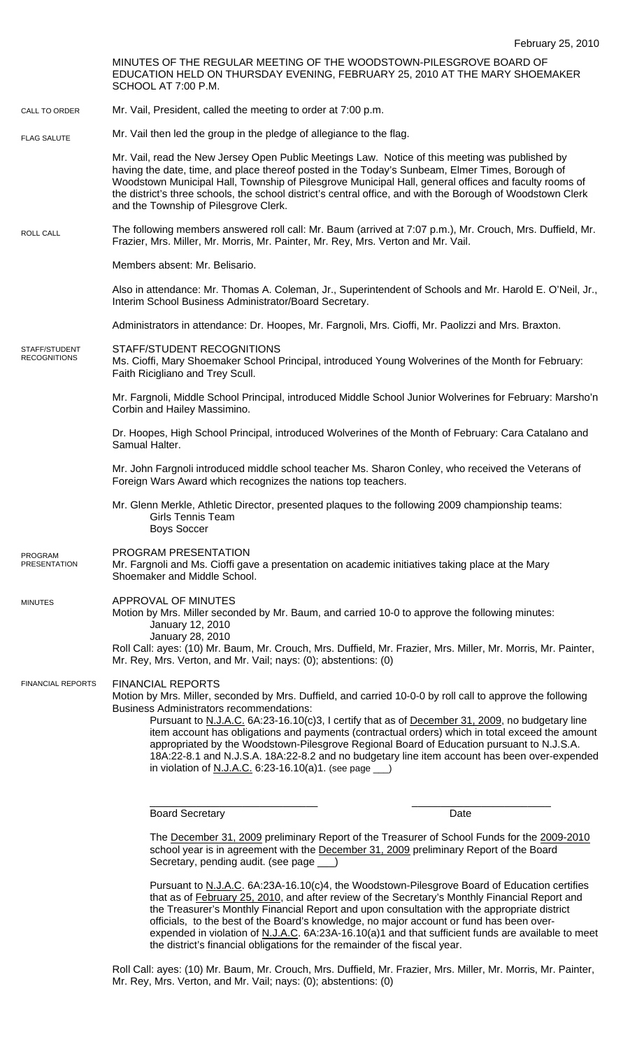February 25, 2010

MINUTES OF THE REGULAR MEETING OF THE WOODSTOWN-PILESGROVE BOARD OF EDUCATION HELD ON THURSDAY EVENING, FEBRUARY 25, 2010 AT THE MARY SHOEMAKER SCHOOL AT 7:00 P.M.

CALL TO ORDER

Mr. Vail, President, called the meeting to order at 7:00 p.m.

FLAG SALUTE

Mr. Vail then led the group in the pledge of allegiance to the flag.

Mr. Vail, read the New Jersey Open Public Meetings Law. Notice of this meeting was published by having the date, time, and place thereof posted in the Today's Sunbeam, Elmer Times, Borough of Woodstown Municipal Hall, Township of Pilesgrove Municipal Hall, general offices and faculty rooms of the district's three schools, the school district's central office, and with the Borough of Woodstown Clerk and the Township of Pilesgrove Clerk.

ROLL CALL

The following members answered roll call: Mr. Baum (arrived at 7:07 p.m.), Mr. Crouch, Mrs. Duffield, Mr. Frazier, Mrs. Miller, Mr. Morris, Mr. Painter, Mr. Rey, Mrs. Verton and Mr. Vail.

Members absent: Mr. Belisario.

Also in attendance: Mr. Thomas A. Coleman, Jr., Superintendent of Schools and Mr. Harold E. O'Neil, Jr., Interim School Business Administrator/Board Secretary.

Administrators in attendance: Dr. Hoopes, Mr. Fargnoli, Mrs. Cioffi, Mr. Paolizzi and Mrs. Braxton.

STAFF/STUDENT RECOGNITIONS

STAFF/STUDENT RECOGNITIONS

Ms. Cioffi, Mary Shoemaker School Principal, introduced Young Wolverines of the Month for February: Faith Ricigliano and Trey Scull.

Mr. Fargnoli, Middle School Principal, introduced Middle School Junior Wolverines for February: Marsho'n Corbin and Hailey Massimino.

Dr. Hoopes, High School Principal, introduced Wolverines of the Month of February: Cara Catalano and Samual Halter.

Mr. John Fargnoli introduced middle school teacher Ms. Sharon Conley, who received the Veterans of Foreign Wars Award which recognizes the nations top teachers.

Mr. Glenn Merkle, Athletic Director, presented plaques to the following 2009 championship teams:
- Girls Tennis Team
- Boys Soccer

PROGRAM PRESENTATION

PROGRAM PRESENTATION

Mr. Fargnoli and Ms. Cioffi gave a presentation on academic initiatives taking place at the Mary Shoemaker and Middle School.

MINUTES

APPROVAL OF MINUTES

Motion by Mrs. Miller seconded by Mr. Baum, and carried 10-0 to approve the following minutes:
- January 12, 2010
- January 28, 2010

Roll Call: ayes: (10) Mr. Baum, Mr. Crouch, Mrs. Duffield, Mr. Frazier, Mrs. Miller, Mr. Morris, Mr. Painter, Mr. Rey, Mrs. Verton, and Mr. Vail; nays: (0); abstentions: (0)

FINANCIAL REPORTS

FINANCIAL REPORTS

Motion by Mrs. Miller, seconded by Mrs. Duffield, and carried 10-0-0 by roll call to approve the following Business Administrators recommendations:

Pursuant to N.J.A.C. 6A:23-16.10(c)3, I certify that as of December 31, 2009, no budgetary line item account has obligations and payments (contractual orders) which in total exceed the amount appropriated by the Woodstown-Pilesgrove Regional Board of Education pursuant to N.J.S.A. 18A:22-8.1 and N.J.S.A. 18A:22-8.2 and no budgetary line item account has been over-expended in violation of N.J.A.C. 6:23-16.10(a)1. (see page ___)

Board Secretary &emsp;&emsp;&emsp;&emsp;&emsp;&emsp; Date

The December 31, 2009 preliminary Report of the Treasurer of School Funds for the 2009-2010 school year is in agreement with the December 31, 2009 preliminary Report of the Board Secretary, pending audit. (see page ___)

Pursuant to N.J.A.C. 6A:23A-16.10(c)4, the Woodstown-Pilesgrove Board of Education certifies that as of February 25, 2010, and after review of the Secretary's Monthly Financial Report and the Treasurer's Monthly Financial Report and upon consultation with the appropriate district officials, to the best of the Board's knowledge, no major account or fund has been over-expended in violation of N.J.A.C. 6A:23A-16.10(a)1 and that sufficient funds are available to meet the district's financial obligations for the remainder of the fiscal year.

Roll Call: ayes: (10) Mr. Baum, Mr. Crouch, Mrs. Duffield, Mr. Frazier, Mrs. Miller, Mr. Morris, Mr. Painter, Mr. Rey, Mrs. Verton, and Mr. Vail; nays: (0); abstentions: (0)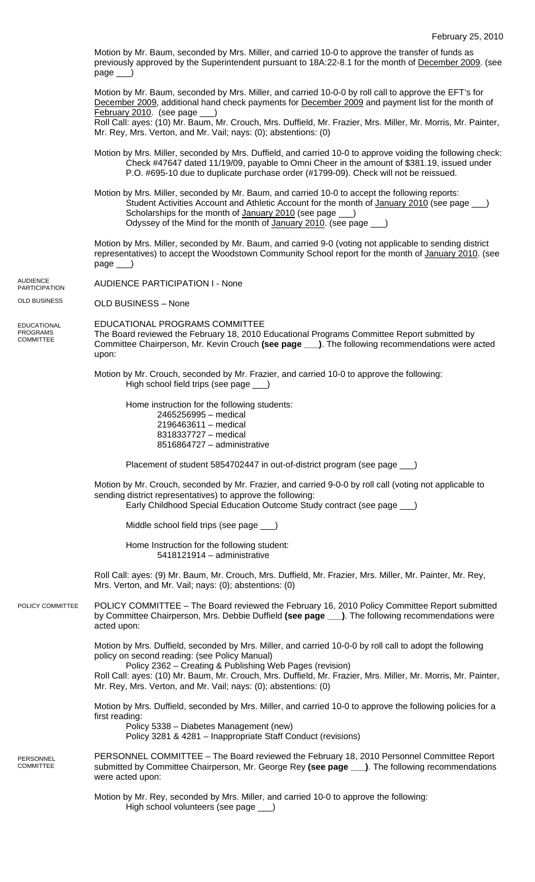February 25, 2010

Motion by Mr. Baum, seconded by Mrs. Miller, and carried 10-0 to approve the transfer of funds as previously approved by the Superintendent pursuant to 18A:22-8.1 for the month of December 2009. (see page ___)

Motion by Mr. Baum, seconded by Mrs. Miller, and carried 10-0-0 by roll call to approve the EFT's for December 2009, additional hand check payments for December 2009 and payment list for the month of February 2010. (see page ___)
Roll Call: ayes: (10) Mr. Baum, Mr. Crouch, Mrs. Duffield, Mr. Frazier, Mrs. Miller, Mr. Morris, Mr. Painter, Mr. Rey, Mrs. Verton, and Mr. Vail; nays: (0); abstentions: (0)

Motion by Mrs. Miller, seconded by Mrs. Duffield, and carried 10-0 to approve voiding the following check:
Check #47647 dated 11/19/09, payable to Omni Cheer in the amount of $381.19, issued under P.O. #695-10 due to duplicate purchase order (#1799-09). Check will not be reissued.

Motion by Mrs. Miller, seconded by Mr. Baum, and carried 10-0 to accept the following reports:
Student Activities Account and Athletic Account for the month of January 2010 (see page ___)
Scholarships for the month of January 2010 (see page ___)
Odyssey of the Mind for the month of January 2010. (see page ___)

Motion by Mrs. Miller, seconded by Mr. Baum, and carried 9-0 (voting not applicable to sending district representatives) to accept the Woodstown Community School report for the month of January 2010. (see page ___)

AUDIENCE PARTICIPATION

AUDIENCE PARTICIPATION I - None

OLD BUSINESS

OLD BUSINESS – None

EDUCATIONAL PROGRAMS COMMITTEE

EDUCATIONAL PROGRAMS COMMITTEE
The Board reviewed the February 18, 2010 Educational Programs Committee Report submitted by Committee Chairperson, Mr. Kevin Crouch **(see page ___)**. The following recommendations were acted upon:

Motion by Mr. Crouch, seconded by Mr. Frazier, and carried 10-0 to approve the following:
High school field trips (see page ___)

Home instruction for the following students:
2465256995 – medical
2196463611 – medical
8318337727 – medical
8516864727 – administrative

Placement of student 5854702447 in out-of-district program (see page ___)

Motion by Mr. Crouch, seconded by Mr. Frazier, and carried 9-0-0 by roll call (voting not applicable to sending district representatives) to approve the following:
Early Childhood Special Education Outcome Study contract (see page ___)

Middle school field trips (see page ___)

Home Instruction for the following student:
5418121914 – administrative

Roll Call: ayes: (9) Mr. Baum, Mr. Crouch, Mrs. Duffield, Mr. Frazier, Mrs. Miller, Mr. Painter, Mr. Rey, Mrs. Verton, and Mr. Vail; nays: (0); abstentions: (0)

POLICY COMMITTEE

POLICY COMMITTEE – The Board reviewed the February 16, 2010 Policy Committee Report submitted by Committee Chairperson, Mrs. Debbie Duffield **(see page ___)**. The following recommendations were acted upon:

Motion by Mrs. Duffield, seconded by Mrs. Miller, and carried 10-0-0 by roll call to adopt the following policy on second reading: (see Policy Manual)
Policy 2362 – Creating & Publishing Web Pages (revision)
Roll Call: ayes: (10) Mr. Baum, Mr. Crouch, Mrs. Duffield, Mr. Frazier, Mrs. Miller, Mr. Morris, Mr. Painter, Mr. Rey, Mrs. Verton, and Mr. Vail; nays: (0); abstentions: (0)

Motion by Mrs. Duffield, seconded by Mrs. Miller, and carried 10-0 to approve the following policies for a first reading:
Policy 5338 – Diabetes Management (new)
Policy 3281 & 4281 – Inappropriate Staff Conduct (revisions)

PERSONNEL COMMITTEE

PERSONNEL COMMITTEE – The Board reviewed the February 18, 2010 Personnel Committee Report submitted by Committee Chairperson, Mr. George Rey **(see page ___)**. The following recommendations were acted upon:

Motion by Mr. Rey, seconded by Mrs. Miller, and carried 10-0 to approve the following:
High school volunteers (see page ___)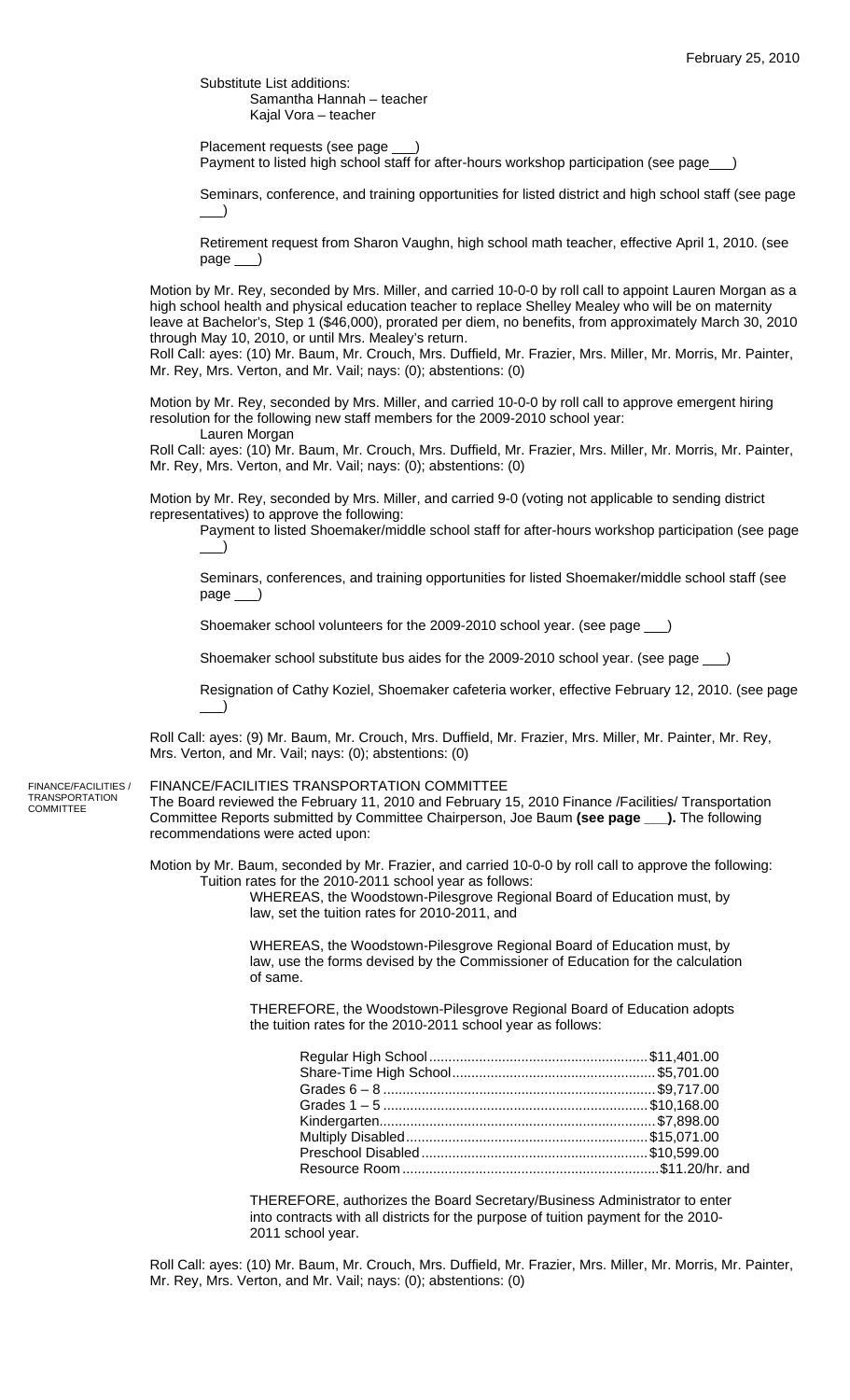Substitute List additions:

Samantha Hannah – teacher
Kajal Vora – teacher

Placement requests (see page ___)
Payment to listed high school staff for after-hours workshop participation (see page___)

Seminars, conference, and training opportunities for listed district and high school staff (see page ___)

Retirement request from Sharon Vaughn, high school math teacher, effective April 1, 2010. (see page ___)

Motion by Mr. Rey, seconded by Mrs. Miller, and carried 10-0-0 by roll call to appoint Lauren Morgan as a high school health and physical education teacher to replace Shelley Mealey who will be on maternity leave at Bachelor's, Step 1 ($46,000), prorated per diem, no benefits, from approximately March 30, 2010 through May 10, 2010, or until Mrs. Mealey's return.
Roll Call: ayes: (10) Mr. Baum, Mr. Crouch, Mrs. Duffield, Mr. Frazier, Mrs. Miller, Mr. Morris, Mr. Painter, Mr. Rey, Mrs. Verton, and Mr. Vail; nays: (0); abstentions: (0)

Motion by Mr. Rey, seconded by Mrs. Miller, and carried 10-0-0 by roll call to approve emergent hiring resolution for the following new staff members for the 2009-2010 school year:

Lauren Morgan

Roll Call: ayes: (10) Mr. Baum, Mr. Crouch, Mrs. Duffield, Mr. Frazier, Mrs. Miller, Mr. Morris, Mr. Painter, Mr. Rey, Mrs. Verton, and Mr. Vail; nays: (0); abstentions: (0)

Motion by Mr. Rey, seconded by Mrs. Miller, and carried 9-0 (voting not applicable to sending district representatives) to approve the following:

Payment to listed Shoemaker/middle school staff for after-hours workshop participation (see page ___)

Seminars, conferences, and training opportunities for listed Shoemaker/middle school staff (see page ___)

Shoemaker school volunteers for the 2009-2010 school year. (see page ___)

Shoemaker school substitute bus aides for the 2009-2010 school year. (see page ___)

Resignation of Cathy Koziel, Shoemaker cafeteria worker, effective February 12, 2010. (see page ___)

Roll Call: ayes: (9) Mr. Baum, Mr. Crouch, Mrs. Duffield, Mr. Frazier, Mrs. Miller, Mr. Painter, Mr. Rey, Mrs. Verton, and Mr. Vail; nays: (0); abstentions: (0)

FINANCE/FACILITIES / TRANSPORTATION COMMITTEE

## FINANCE/FACILITIES TRANSPORTATION COMMITTEE

The Board reviewed the February 11, 2010 and February 15, 2010 Finance /Facilities/ Transportation Committee Reports submitted by Committee Chairperson, Joe Baum **(see page ___).** The following recommendations were acted upon:

Motion by Mr. Baum, seconded by Mr. Frazier, and carried 10-0-0 by roll call to approve the following:

Tuition rates for the 2010-2011 school year as follows:

WHEREAS, the Woodstown-Pilesgrove Regional Board of Education must, by law, set the tuition rates for 2010-2011, and

WHEREAS, the Woodstown-Pilesgrove Regional Board of Education must, by law, use the forms devised by the Commissioner of Education for the calculation of same.

THEREFORE, the Woodstown-Pilesgrove Regional Board of Education adopts the tuition rates for the 2010-2011 school year as follows:

| | |
|---|---|
| Regular High School | $11,401.00 |
| Share-Time High School | $5,701.00 |
| Grades 6 – 8 | $9,717.00 |
| Grades 1 – 5 | $10,168.00 |
| Kindergarten | $7,898.00 |
| Multiply Disabled | $15,071.00 |
| Preschool Disabled | $10,599.00 |
| Resource Room | $11.20/hr. and |

THEREFORE, authorizes the Board Secretary/Business Administrator to enter into contracts with all districts for the purpose of tuition payment for the 2010-2011 school year.

Roll Call: ayes: (10) Mr. Baum, Mr. Crouch, Mrs. Duffield, Mr. Frazier, Mrs. Miller, Mr. Morris, Mr. Painter, Mr. Rey, Mrs. Verton, and Mr. Vail; nays: (0); abstentions: (0)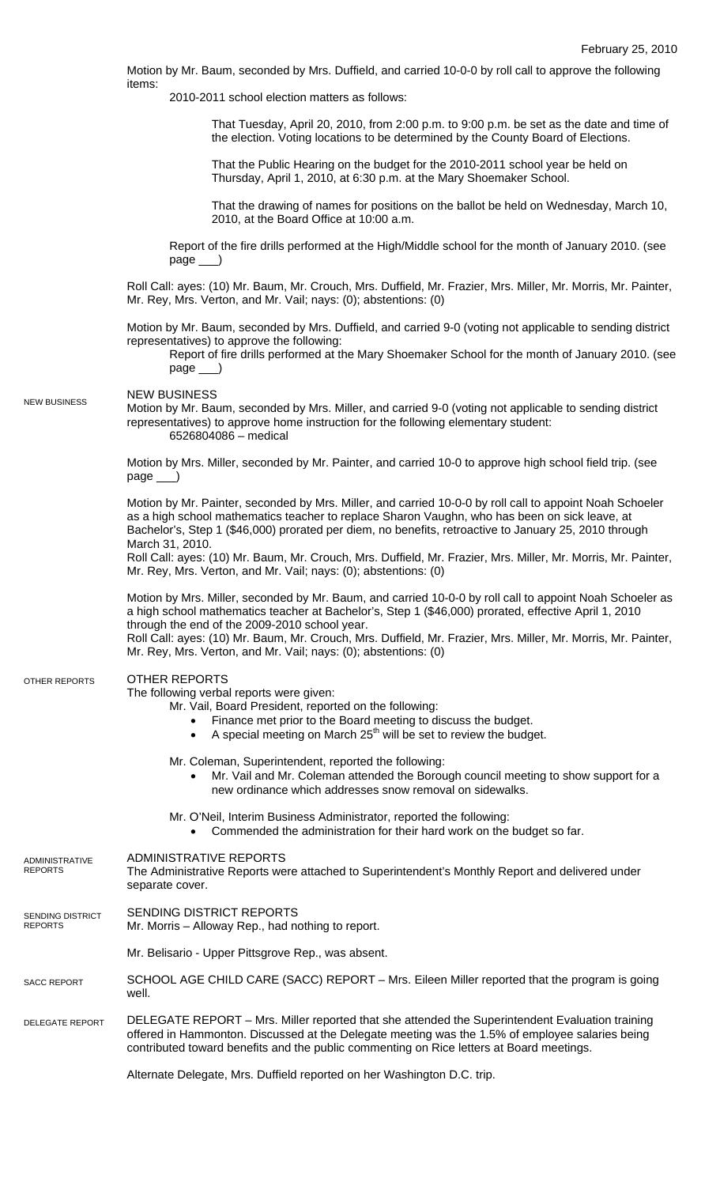February 25, 2010

Motion by Mr. Baum, seconded by Mrs. Duffield, and carried 10-0-0 by roll call to approve the following items:

2010-2011 school election matters as follows:

That Tuesday, April 20, 2010, from 2:00 p.m. to 9:00 p.m. be set as the date and time of the election. Voting locations to be determined by the County Board of Elections.

That the Public Hearing on the budget for the 2010-2011 school year be held on Thursday, April 1, 2010, at 6:30 p.m. at the Mary Shoemaker School.

That the drawing of names for positions on the ballot be held on Wednesday, March 10, 2010, at the Board Office at 10:00 a.m.

Report of the fire drills performed at the High/Middle school for the month of January 2010. (see page ___)

Roll Call: ayes: (10) Mr. Baum, Mr. Crouch, Mrs. Duffield, Mr. Frazier, Mrs. Miller, Mr. Morris, Mr. Painter, Mr. Rey, Mrs. Verton, and Mr. Vail; nays: (0); abstentions: (0)

Motion by Mr. Baum, seconded by Mrs. Duffield, and carried 9-0 (voting not applicable to sending district representatives) to approve the following:

Report of fire drills performed at the Mary Shoemaker School for the month of January 2010. (see page ___)

## NEW BUSINESS

Motion by Mr. Baum, seconded by Mrs. Miller, and carried 9-0 (voting not applicable to sending district representatives) to approve home instruction for the following elementary student:

6526804086 – medical

Motion by Mrs. Miller, seconded by Mr. Painter, and carried 10-0 to approve high school field trip. (see page ___)

Motion by Mr. Painter, seconded by Mrs. Miller, and carried 10-0-0 by roll call to appoint Noah Schoeler as a high school mathematics teacher to replace Sharon Vaughn, who has been on sick leave, at Bachelor's, Step 1 ($46,000) prorated per diem, no benefits, retroactive to January 25, 2010 through March 31, 2010.

Roll Call: ayes: (10) Mr. Baum, Mr. Crouch, Mrs. Duffield, Mr. Frazier, Mrs. Miller, Mr. Morris, Mr. Painter, Mr. Rey, Mrs. Verton, and Mr. Vail; nays: (0); abstentions: (0)

Motion by Mrs. Miller, seconded by Mr. Baum, and carried 10-0-0 by roll call to appoint Noah Schoeler as a high school mathematics teacher at Bachelor's, Step 1 ($46,000) prorated, effective April 1, 2010 through the end of the 2009-2010 school year.

Roll Call: ayes: (10) Mr. Baum, Mr. Crouch, Mrs. Duffield, Mr. Frazier, Mrs. Miller, Mr. Morris, Mr. Painter, Mr. Rey, Mrs. Verton, and Mr. Vail; nays: (0); abstentions: (0)

## OTHER REPORTS

The following verbal reports were given:

Mr. Vail, Board President, reported on the following:

- Finance met prior to the Board meeting to discuss the budget.
- A special meeting on March 25th will be set to review the budget.

Mr. Coleman, Superintendent, reported the following:

- Mr. Vail and Mr. Coleman attended the Borough council meeting to show support for a new ordinance which addresses snow removal on sidewalks.

Mr. O'Neil, Interim Business Administrator, reported the following:

- Commended the administration for their hard work on the budget so far.

## ADMINISTRATIVE REPORTS

The Administrative Reports were attached to Superintendent's Monthly Report and delivered under separate cover.

## SENDING DISTRICT REPORTS

Mr. Morris – Alloway Rep., had nothing to report.

Mr. Belisario - Upper Pittsgrove Rep., was absent.

SCHOOL AGE CHILD CARE (SACC) REPORT – Mrs. Eileen Miller reported that the program is going well.

DELEGATE REPORT – Mrs. Miller reported that she attended the Superintendent Evaluation training offered in Hammonton. Discussed at the Delegate meeting was the 1.5% of employee salaries being contributed toward benefits and the public commenting on Rice letters at Board meetings.

Alternate Delegate, Mrs. Duffield reported on her Washington D.C. trip.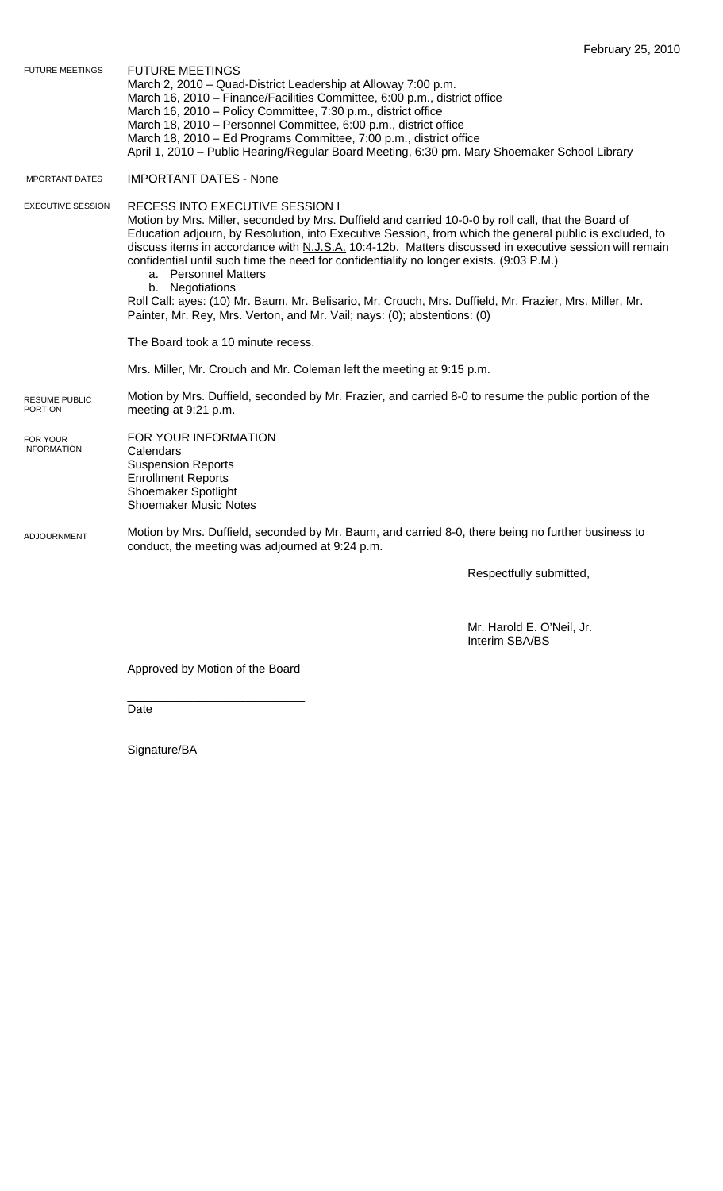February 25, 2010

**FUTURE MEETINGS**

FUTURE MEETINGS
March 2, 2010 – Quad-District Leadership at Alloway 7:00 p.m.
March 16, 2010 – Finance/Facilities Committee, 6:00 p.m., district office
March 16, 2010 – Policy Committee, 7:30 p.m., district office
March 18, 2010 – Personnel Committee, 6:00 p.m., district office
March 18, 2010 – Ed Programs Committee, 7:00 p.m., district office
April 1, 2010 – Public Hearing/Regular Board Meeting, 6:30 pm. Mary Shoemaker School Library

**IMPORTANT DATES**

IMPORTANT DATES - None

**EXECUTIVE SESSION**

RECESS INTO EXECUTIVE SESSION I
Motion by Mrs. Miller, seconded by Mrs. Duffield and carried 10-0-0 by roll call, that the Board of Education adjourn, by Resolution, into Executive Session, from which the general public is excluded, to discuss items in accordance with N.J.S.A. 10:4-12b. Matters discussed in executive session will remain confidential until such time the need for confidentiality no longer exists. (9:03 P.M.)

a. Personnel Matters
b. Negotiations

Roll Call: ayes: (10) Mr. Baum, Mr. Belisario, Mr. Crouch, Mrs. Duffield, Mr. Frazier, Mrs. Miller, Mr. Painter, Mr. Rey, Mrs. Verton, and Mr. Vail; nays: (0); abstentions: (0)

The Board took a 10 minute recess.

Mrs. Miller, Mr. Crouch and Mr. Coleman left the meeting at 9:15 p.m.

**RESUME PUBLIC PORTION**

Motion by Mrs. Duffield, seconded by Mr. Frazier, and carried 8-0 to resume the public portion of the meeting at 9:21 p.m.

**FOR YOUR INFORMATION**

FOR YOUR INFORMATION
Calendars
Suspension Reports
Enrollment Reports
Shoemaker Spotlight
Shoemaker Music Notes

**ADJOURNMENT**

Motion by Mrs. Duffield, seconded by Mr. Baum, and carried 8-0, there being no further business to conduct, the meeting was adjourned at 9:24 p.m.

Respectfully submitted,

Mr. Harold E. O'Neil, Jr.
Interim SBA/BS

Approved by Motion of the Board

\_\_\_\_\_\_\_\_\_\_\_\_\_\_\_\_\_\_\_\_\_\_\_\_\_\_\_\_
Date

\_\_\_\_\_\_\_\_\_\_\_\_\_\_\_\_\_\_\_\_\_\_\_\_\_\_\_\_
Signature/BA